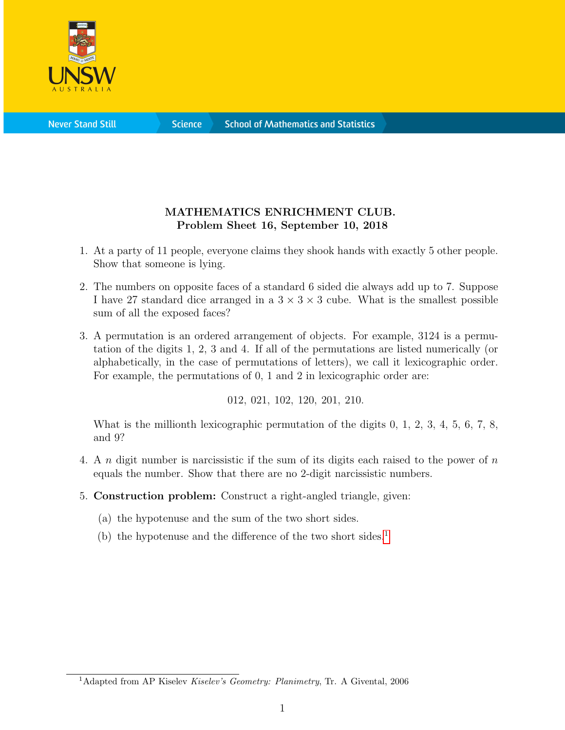**MATHEMATICS ENRICHMENT CLUB.**
**Problem Sheet 16, September 10, 2018**

1. At a party of 11 people, everyone claims they shook hands with exactly 5 other people. Show that someone is lying.

2. The numbers on opposite faces of a standard 6 sided die always add up to 7. Suppose I have 27 standard dice arranged in a $3 \times 3 \times 3$ cube. What is the smallest possible sum of all the exposed faces?

3. A permutation is an ordered arrangement of objects. For example, 3124 is a permutation of the digits 1, 2, 3 and 4. If all of the permutations are listed numerically (or alphabetically, in the case of permutations of letters), we call it lexicographic order. For example, the permutations of 0, 1 and 2 in lexicographic order are:

   012, 021, 102, 120, 201, 210.

   What is the millionth lexicographic permutation of the digits 0, 1, 2, 3, 4, 5, 6, 7, 8, and 9?

4. A $n$ digit number is narcissistic if the sum of its digits each raised to the power of $n$ equals the number. Show that there are no 2-digit narcissistic numbers.

5. **Construction problem:** Construct a right-angled triangle, given:

   (a) the hypotenuse and the sum of the two short sides.

   (b) the hypotenuse and the difference of the two short sides.[1]

[1] Adapted from AP Kiselev *Kiselev's Geometry: Planimetry*, Tr. A Givental, 2006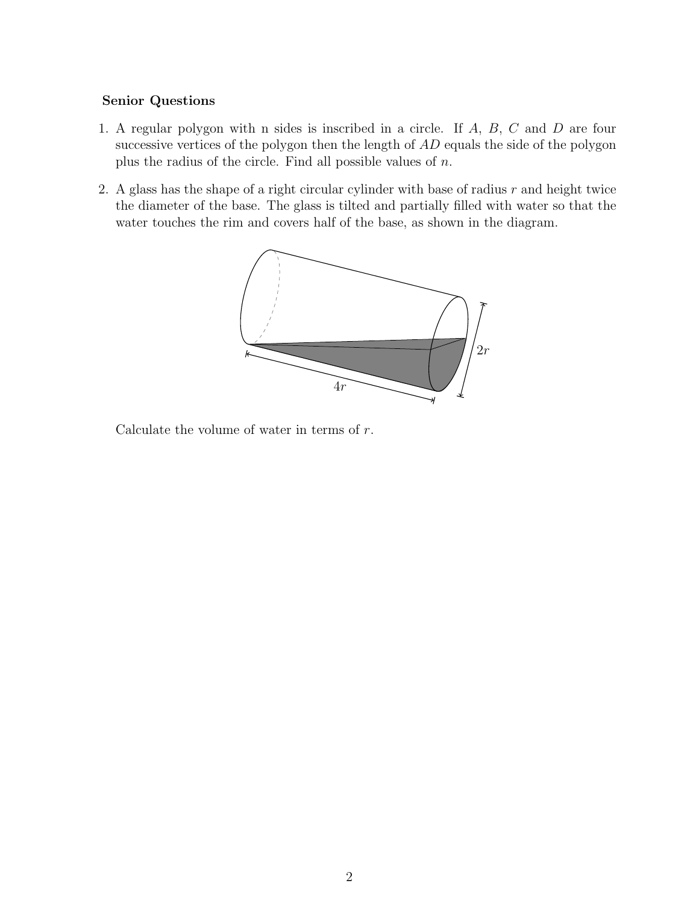**Senior Questions**

1. A regular polygon with n sides is inscribed in a circle. If $A$, $B$, $C$ and $D$ are four successive vertices of the polygon then the length of $AD$ equals the side of the polygon plus the radius of the circle. Find all possible values of $n$.

2. A glass has the shape of a right circular cylinder with base of radius $r$ and height twice the diameter of the base. The glass is tilted and partially filled with water so that the water touches the rim and covers half of the base, as shown in the diagram.

   $4r$

   $2r$

   Calculate the volume of water in terms of $r$.